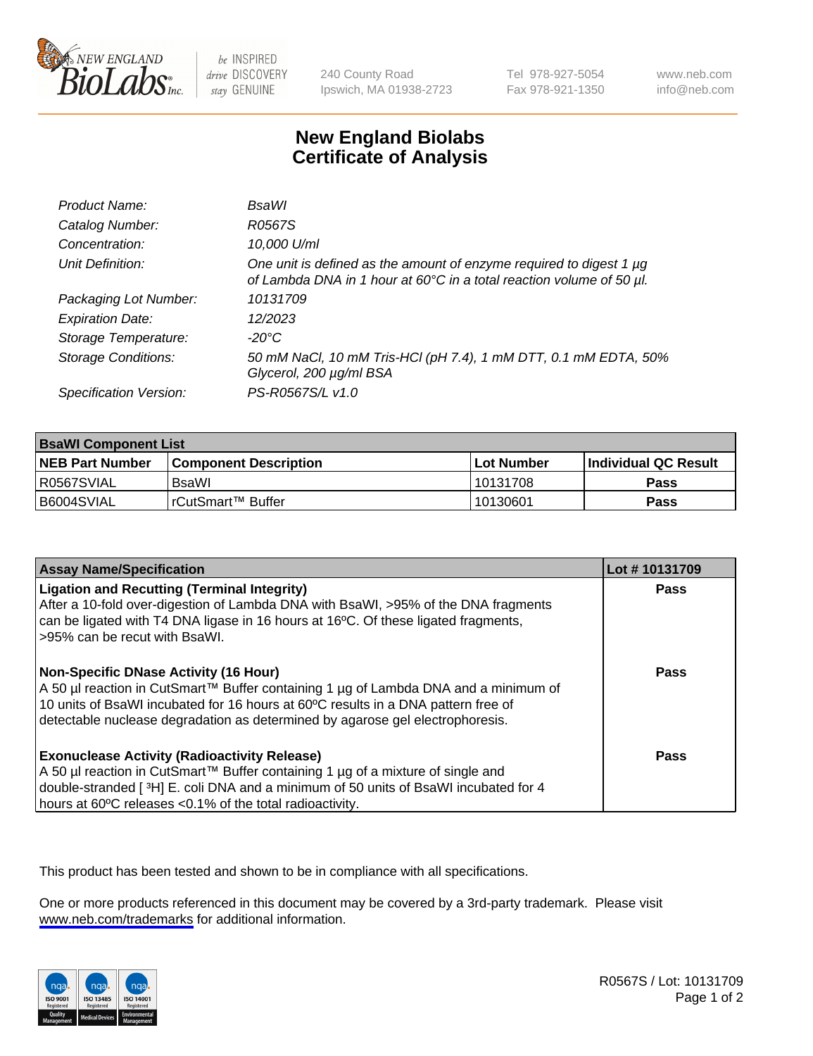New England BioLabs Inc. — be INSPIRED drive DISCOVERY stay GENUINE

240 County Road
Ipswich, MA 01938-2723

Tel 978-927-5054
Fax 978-921-1350

www.neb.com
info@neb.com

# New England Biolabs Certificate of Analysis

| | |
|---|---|
| *Product Name:* | *BsaWI* |
| *Catalog Number:* | *R0567S* |
| *Concentration:* | *10,000 U/ml* |
| *Unit Definition:* | *One unit is defined as the amount of enzyme required to digest 1 µg of Lambda DNA in 1 hour at 60°C in a total reaction volume of 50 µl.* |
| *Packaging Lot Number:* | *10131709* |
| *Expiration Date:* | *12/2023* |
| *Storage Temperature:* | *-20°C* |
| *Storage Conditions:* | *50 mM NaCl, 10 mM Tris-HCl (pH 7.4), 1 mM DTT, 0.1 mM EDTA, 50% Glycerol, 200 µg/ml BSA* |
| *Specification Version:* | *PS-R0567S/L v1.0* |

| BsaWI Component List | | | |
|---|---|---|---|
| **NEB Part Number** | **Component Description** | **Lot Number** | **Individual QC Result** |
| R0567SVIAL | BsaWI | 10131708 | **Pass** |
| B6004SVIAL | rCutSmart™ Buffer | 10130601 | **Pass** |

| Assay Name/Specification | Lot # 10131709 |
|---|---|
| **Ligation and Recutting (Terminal Integrity)**<br>After a 10-fold over-digestion of Lambda DNA with BsaWI, >95% of the DNA fragments can be ligated with T4 DNA ligase in 16 hours at 16ºC. Of these ligated fragments, >95% can be recut with BsaWI. | **Pass** |
| **Non-Specific DNase Activity (16 Hour)**<br>A 50 µl reaction in CutSmart™ Buffer containing 1 µg of Lambda DNA and a minimum of 10 units of BsaWI incubated for 16 hours at 60ºC results in a DNA pattern free of detectable nuclease degradation as determined by agarose gel electrophoresis. | **Pass** |
| **Exonuclease Activity (Radioactivity Release)**<br>A 50 µl reaction in CutSmart™ Buffer containing 1 µg of a mixture of single and double-stranded [ $^3$H] E. coli DNA and a minimum of 50 units of BsaWI incubated for 4 hours at 60ºC releases <0.1% of the total radioactivity. | **Pass** |

This product has been tested and shown to be in compliance with all specifications.

One or more products referenced in this document may be covered by a 3rd-party trademark. Please visit www.neb.com/trademarks for additional information.

R0567S / Lot: 10131709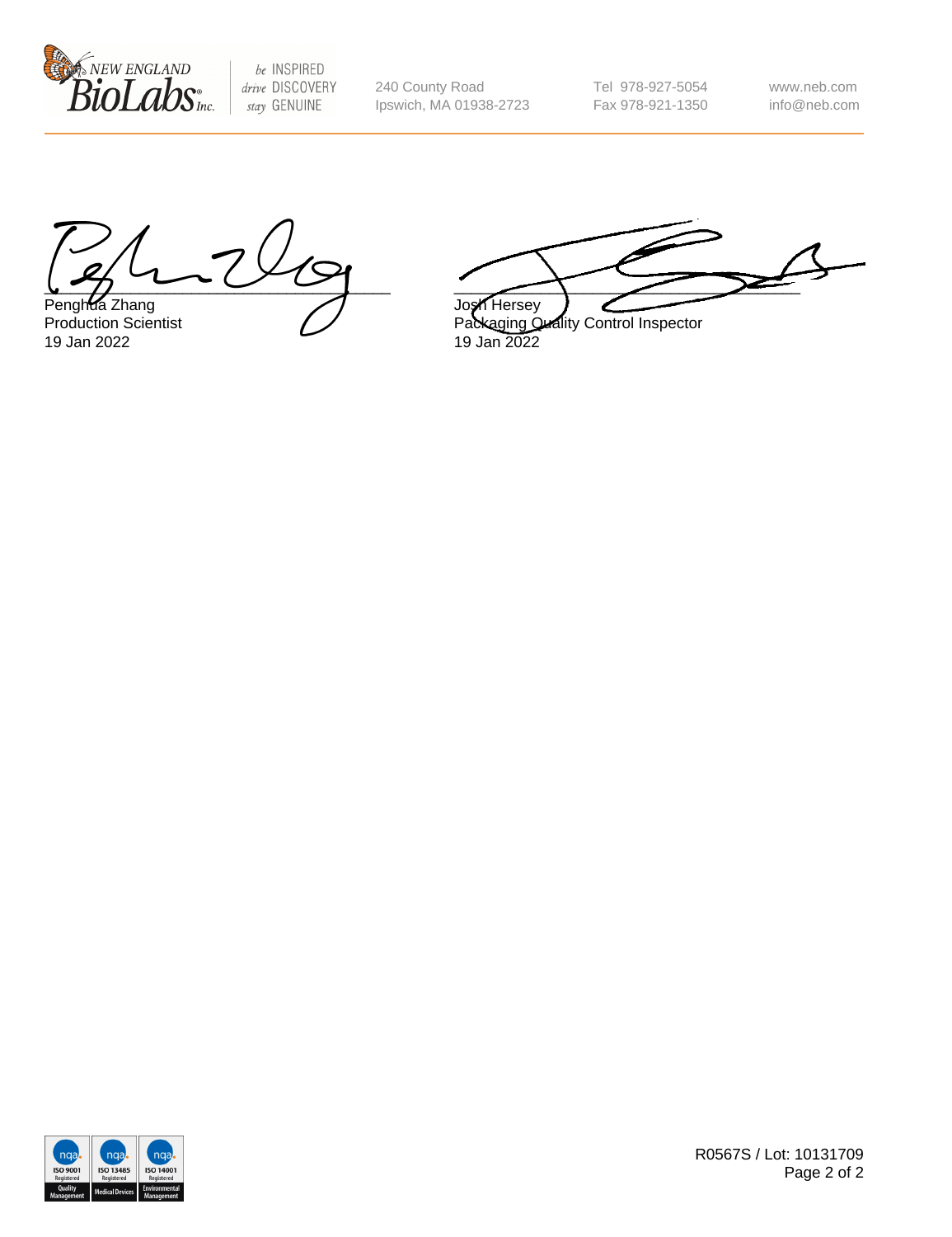Penghua Zhang
Production Scientist
19 Jan 2022

Josh Hersey
Packaging Quality Control Inspector
19 Jan 2022

R0567S / Lot: 10131709